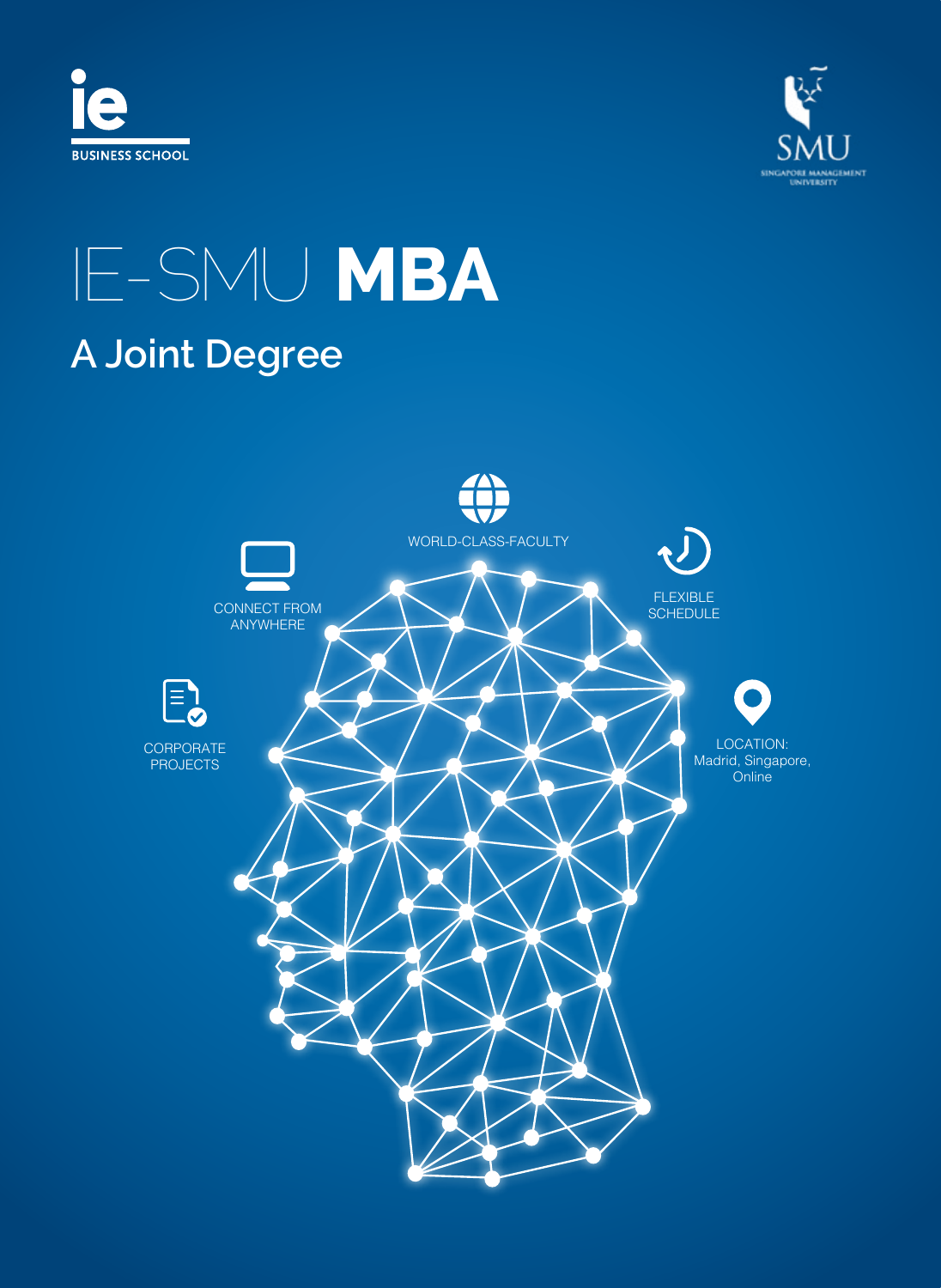IE BUSINESS SCHOOL

SMU SINGAPORE MANAGEMENT UNIVERSITY

# IE-SMU **MBA**

## A Joint Degree

WORLD-CLASS-FACULTY

CONNECT FROM ANYWHERE

FLEXIBLE SCHEDULE

CORPORATE PROJECTS

LOCATION: Madrid, Singapore, Online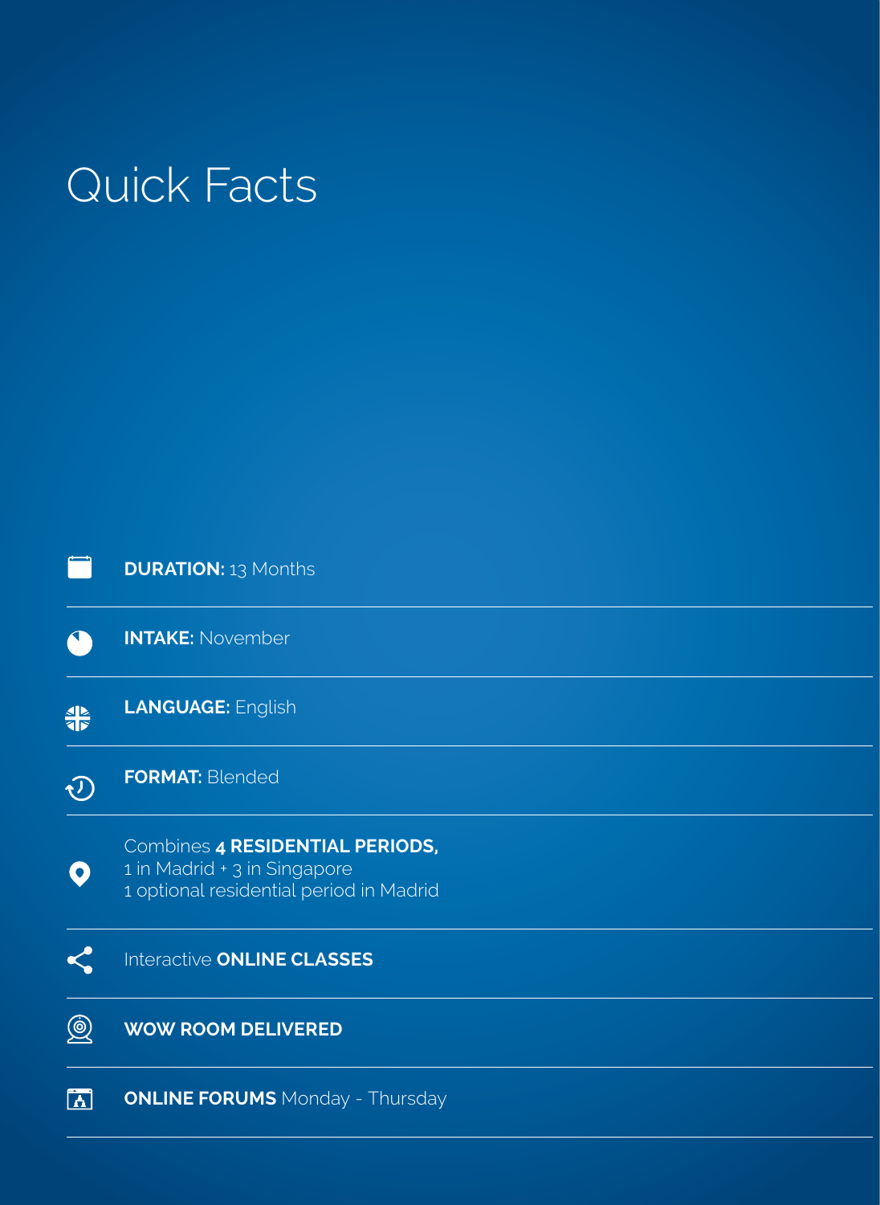# Quick Facts

- **DURATION:** 13 Months
- **INTAKE:** November
- **LANGUAGE:** English
- **FORMAT:** Blended
- Combines **4 RESIDENTIAL PERIODS,**
  1 in Madrid + 3 in Singapore
  1 optional residential period in Madrid
- Interactive **ONLINE CLASSES**
- **WOW ROOM DELIVERED**
- **ONLINE FORUMS** Monday - Thursday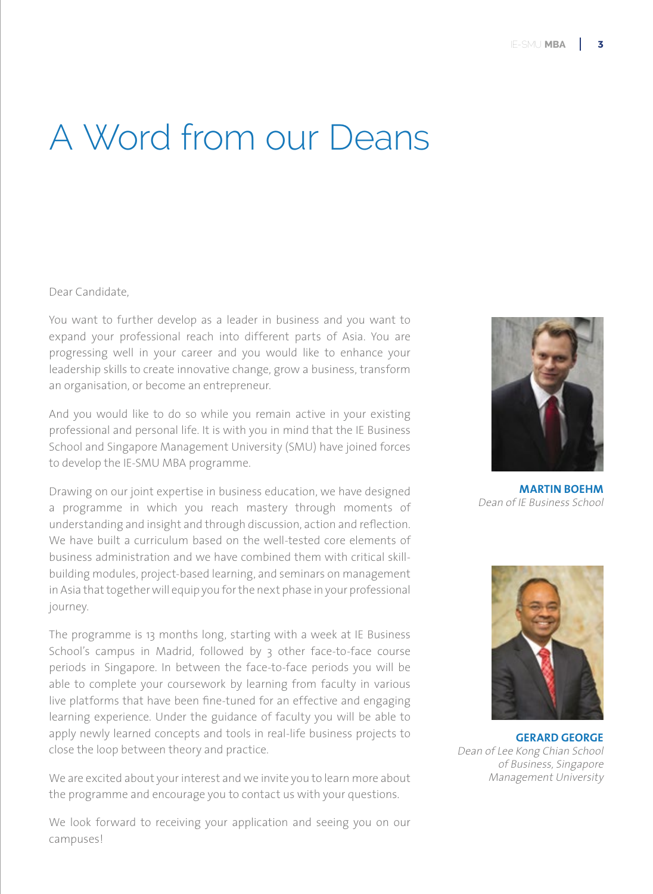# A Word from our Deans

Dear Candidate,

You want to further develop as a leader in business and you want to expand your professional reach into different parts of Asia. You are progressing well in your career and you would like to enhance your leadership skills to create innovative change, grow a business, transform an organisation, or become an entrepreneur.

And you would like to do so while you remain active in your existing professional and personal life. It is with you in mind that the IE Business School and Singapore Management University (SMU) have joined forces to develop the IE-SMU MBA programme.

Drawing on our joint expertise in business education, we have designed a programme in which you reach mastery through moments of understanding and insight and through discussion, action and reflection. We have built a curriculum based on the well-tested core elements of business administration and we have combined them with critical skill-building modules, project-based learning, and seminars on management in Asia that together will equip you for the next phase in your professional journey.

The programme is 13 months long, starting with a week at IE Business School's campus in Madrid, followed by 3 other face-to-face course periods in Singapore. In between the face-to-face periods you will be able to complete your coursework by learning from faculty in various live platforms that have been fine-tuned for an effective and engaging learning experience. Under the guidance of faculty you will be able to apply newly learned concepts and tools in real-life business projects to close the loop between theory and practice.

We are excited about your interest and we invite you to learn more about the programme and encourage you to contact us with your questions.

We look forward to receiving your application and seeing you on our campuses!

**MARTIN BOEHM**
*Dean of IE Business School*

**GERARD GEORGE**
*Dean of Lee Kong Chian School of Business, Singapore Management University*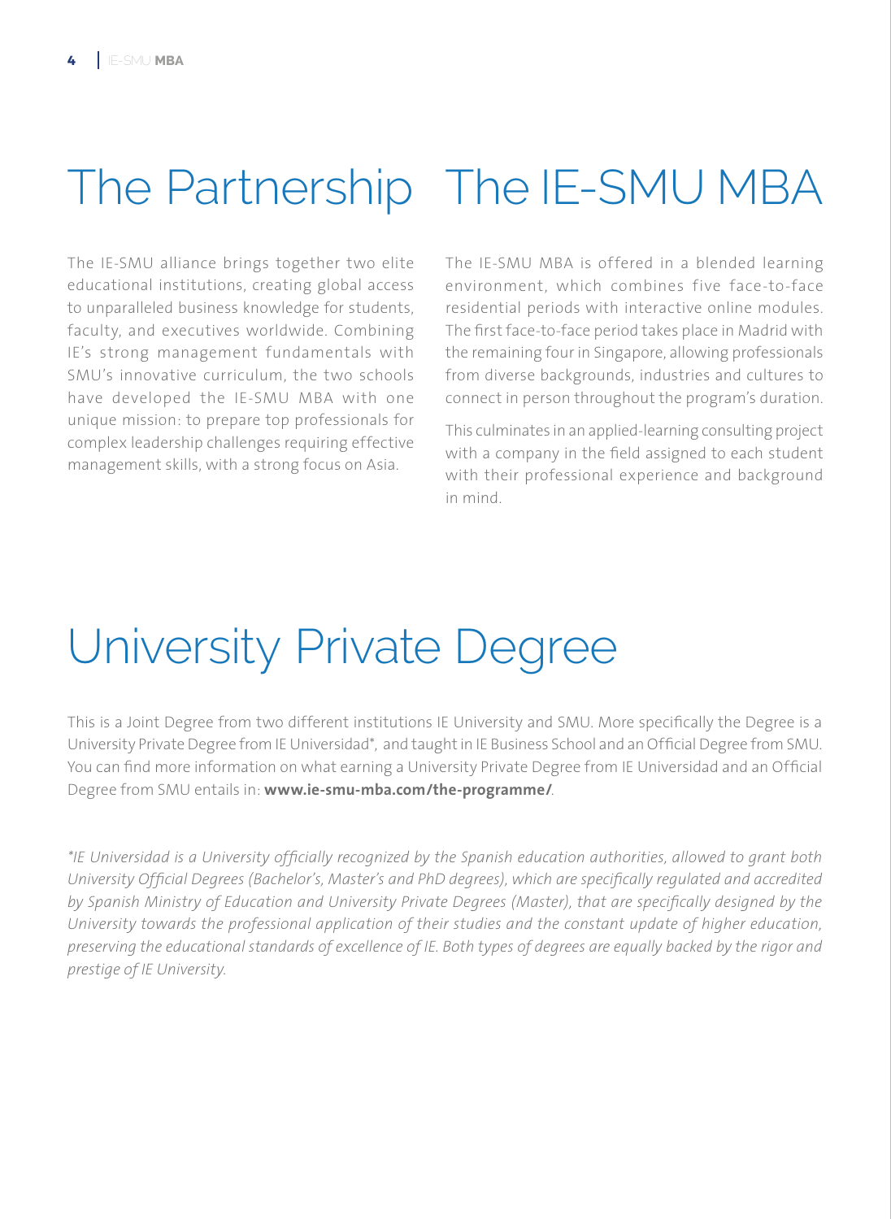# The Partnership

The IE-SMU alliance brings together two elite educational institutions, creating global access to unparalleled business knowledge for students, faculty, and executives worldwide. Combining IE's strong management fundamentals with SMU's innovative curriculum, the two schools have developed the IE-SMU MBA with one unique mission: to prepare top professionals for complex leadership challenges requiring effective management skills, with a strong focus on Asia.

# The IE-SMU MBA

The IE-SMU MBA is offered in a blended learning environment, which combines five face-to-face residential periods with interactive online modules. The first face-to-face period takes place in Madrid with the remaining four in Singapore, allowing professionals from diverse backgrounds, industries and cultures to connect in person throughout the program's duration.

This culminates in an applied-learning consulting project with a company in the field assigned to each student with their professional experience and background in mind.

# University Private Degree

This is a Joint Degree from two different institutions IE University and SMU. More specifically the Degree is a University Private Degree from IE Universidad*, and taught in IE Business School and an Official Degree from SMU. You can find more information on what earning a University Private Degree from IE Universidad and an Official Degree from SMU entails in: **www.ie-smu-mba.com/the-programme/**.

*\*IE Universidad is a University officially recognized by the Spanish education authorities, allowed to grant both University Official Degrees (Bachelor's, Master's and PhD degrees), which are specifically regulated and accredited by Spanish Ministry of Education and University Private Degrees (Master), that are specifically designed by the University towards the professional application of their studies and the constant update of higher education, preserving the educational standards of excellence of IE. Both types of degrees are equally backed by the rigor and prestige of IE University.*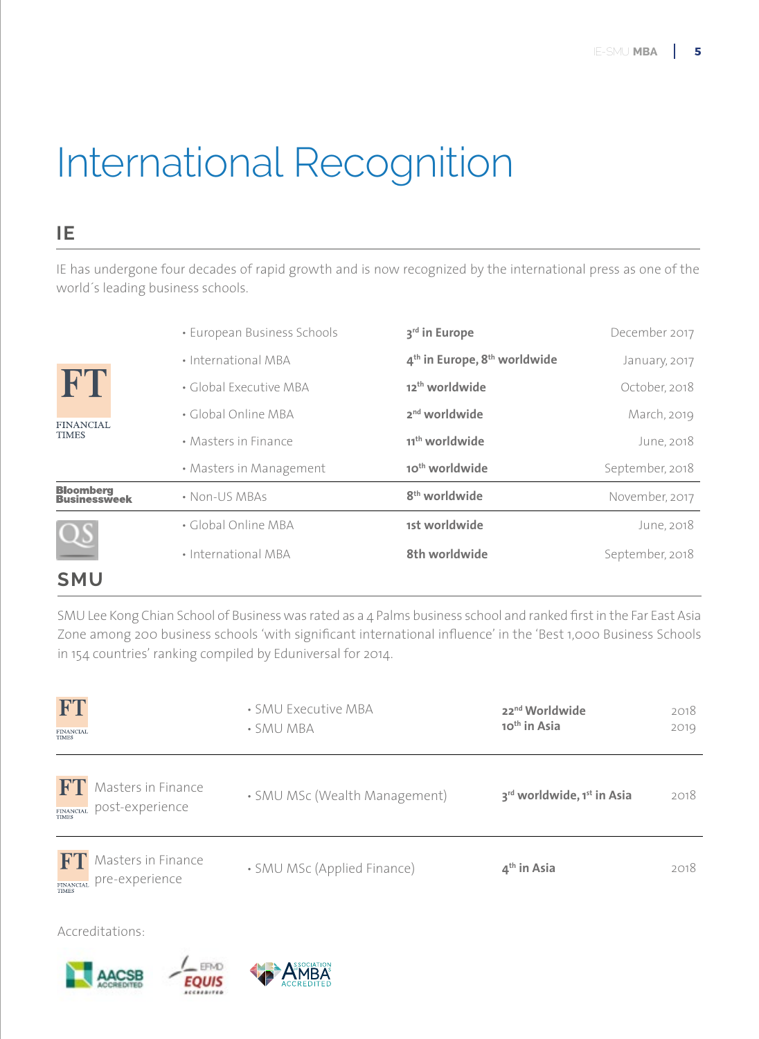# International Recognition

## IE

IE has undergone four decades of rapid growth and is now recognized by the international press as one of the world´s leading business schools.

| | | | |
|---|---|---|---|
| FT FINANCIAL TIMES | • European Business Schools | **3rd in Europe** | December 2017 |
| | • International MBA | **4th in Europe, 8th worldwide** | January, 2017 |
| | • Global Executive MBA | **12th worldwide** | October, 2018 |
| | • Global Online MBA | **2nd worldwide** | March, 2019 |
| | • Masters in Finance | **11th worldwide** | June, 2018 |
| | • Masters in Management | **10th worldwide** | September, 2018 |
| Bloomberg Businessweek | • Non-US MBAs | **8th worldwide** | November, 2017 |
| QS | • Global Online MBA | **1st worldwide** | June, 2018 |
| | • International MBA | **8th worldwide** | September, 2018 |

## SMU

SMU Lee Kong Chian School of Business was rated as a 4 Palms business school and ranked first in the Far East Asia Zone among 200 business schools 'with significant international influence' in the 'Best 1,000 Business Schools in 154 countries' ranking compiled by Eduniversal for 2014.

| | | | |
|---|---|---|---|
| FT FINANCIAL TIMES | • SMU Executive MBA<br>• SMU MBA | **22nd Worldwide**<br>**10th in Asia** | 2018<br>2019 |
| FT FINANCIAL TIMES Masters in Finance post-experience | • SMU MSc (Wealth Management) | **3rd worldwide, 1st in Asia** | 2018 |
| FT FINANCIAL TIMES Masters in Finance pre-experience | • SMU MSc (Applied Finance) | **4th in Asia** | 2018 |

Accreditations:

AACSB ACCREDITED · EFMD EQUIS ACCREDITED · ASSOCIATION OF MBAs ACCREDITED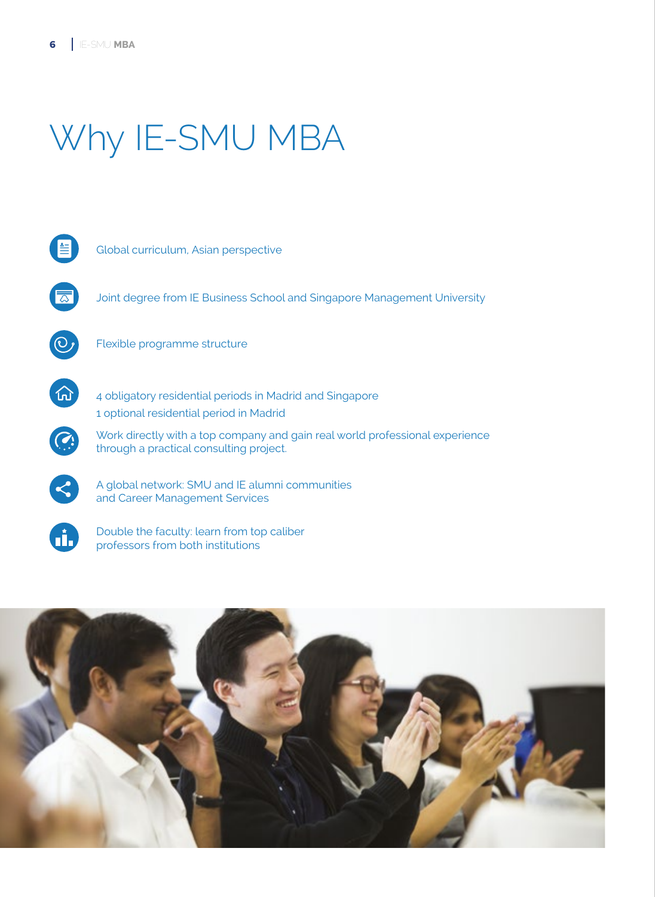# Why IE-SMU MBA

- Global curriculum, Asian perspective
- Joint degree from IE Business School and Singapore Management University
- Flexible programme structure
- 4 obligatory residential periods in Madrid and Singapore
  1 optional residential period in Madrid
- Work directly with a top company and gain real world professional experience through a practical consulting project.
- A global network: SMU and IE alumni communities and Career Management Services
- Double the faculty: learn from top caliber professors from both institutions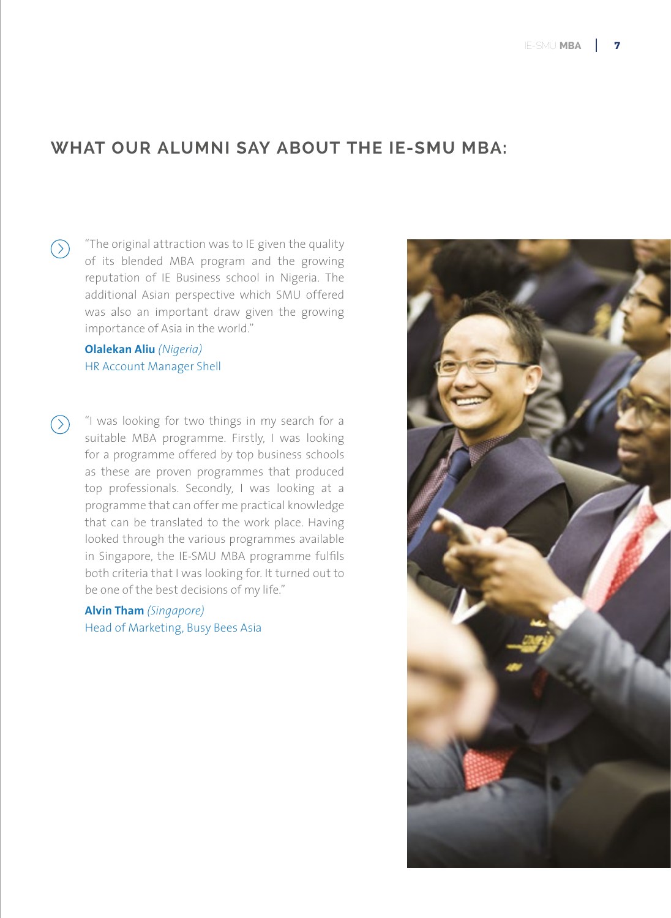## WHAT OUR ALUMNI SAY ABOUT THE IE-SMU MBA:

"The original attraction was to IE given the quality of its blended MBA program and the growing reputation of IE Business school in Nigeria. The additional Asian perspective which SMU offered was also an important draw given the growing importance of Asia in the world."

**Olalekan Aliu** *(Nigeria)*
HR Account Manager Shell

"I was looking for two things in my search for a suitable MBA programme. Firstly, I was looking for a programme offered by top business schools as these are proven programmes that produced top professionals. Secondly, I was looking at a programme that can offer me practical knowledge that can be translated to the work place. Having looked through the various programmes available in Singapore, the IE-SMU MBA programme fulfils both criteria that I was looking for. It turned out to be one of the best decisions of my life."

**Alvin Tham** *(Singapore)*
Head of Marketing, Busy Bees Asia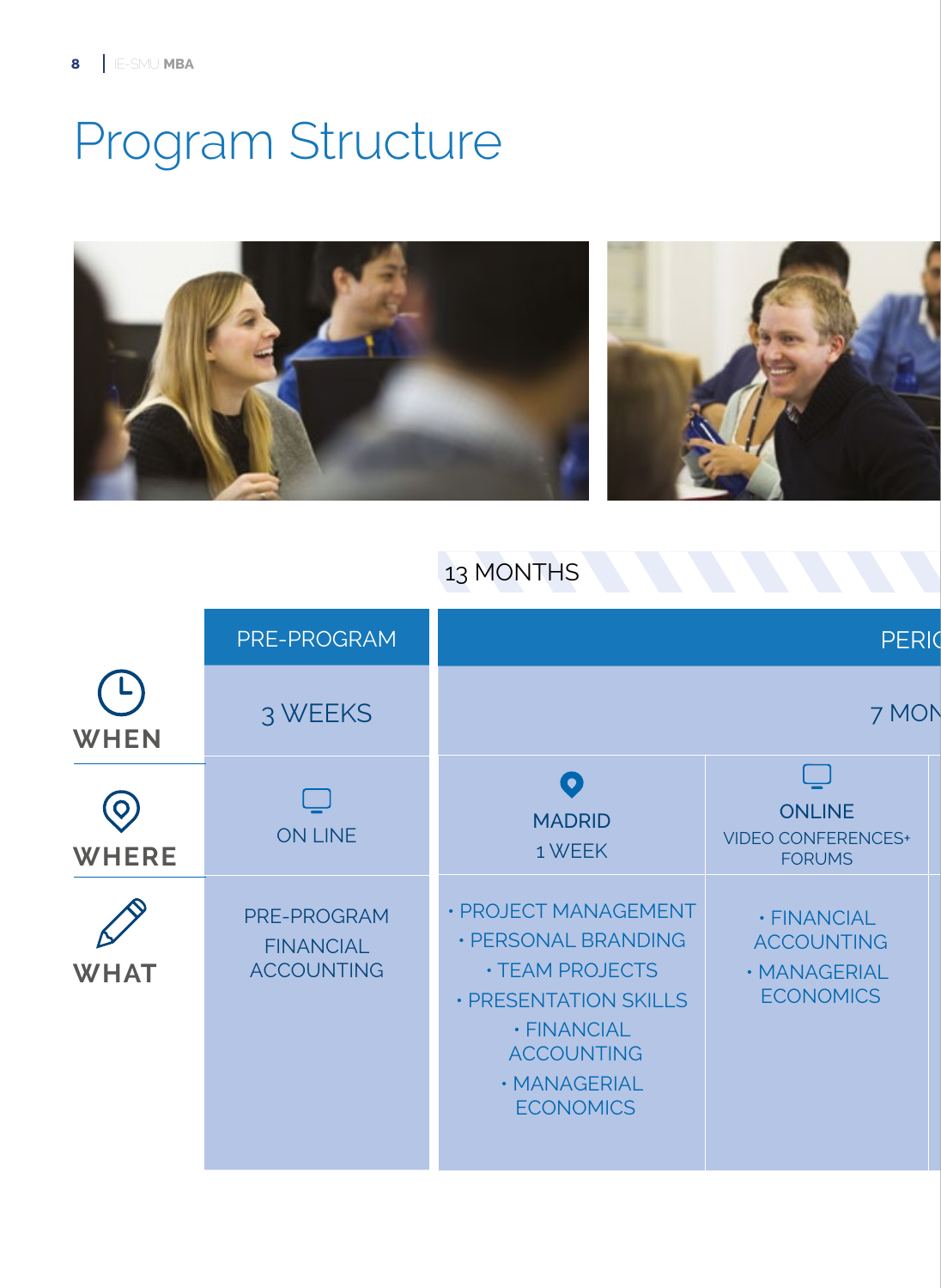# Program Structure

13 MONTHS

| | PRE-PROGRAM | PERIO | | |
|---|---|---|---|---|
| WHEN | 3 WEEKS | 7 MON | | |
| WHERE | ON LINE | MADRID<br>1 WEEK | ONLINE<br>VIDEO CONFERENCES+<br>FORUMS | |
| WHAT | PRE-PROGRAM<br>FINANCIAL<br>ACCOUNTING | • PROJECT MANAGEMENT<br>• PERSONAL BRANDING<br>• TEAM PROJECTS<br>• PRESENTATION SKILLS<br>• FINANCIAL ACCOUNTING<br>• MANAGERIAL ECONOMICS | • FINANCIAL ACCOUNTING<br>• MANAGERIAL ECONOMICS | |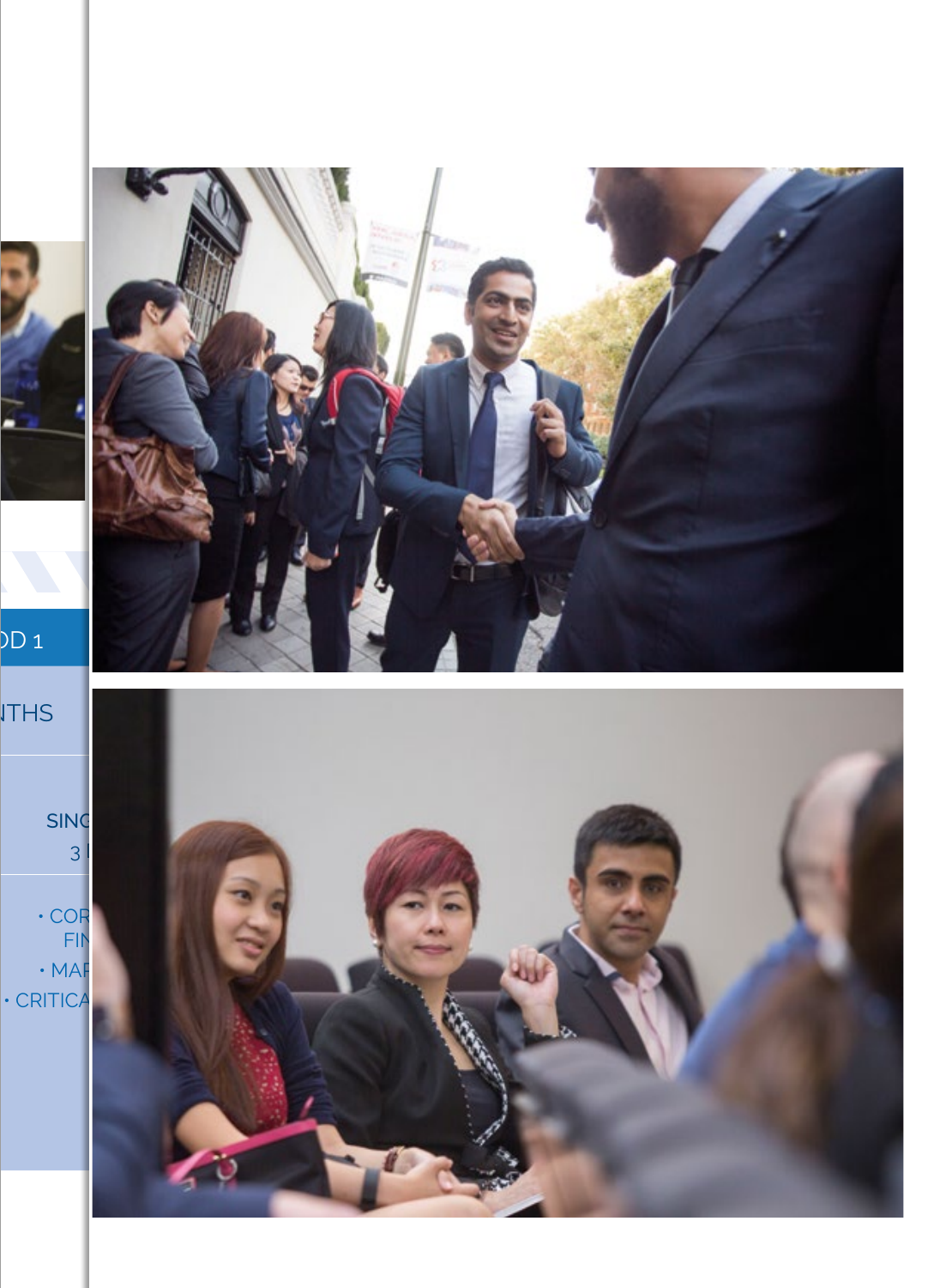OD 1

NTHS

SING
3

- COR
FIN
- MAR
- CRITICA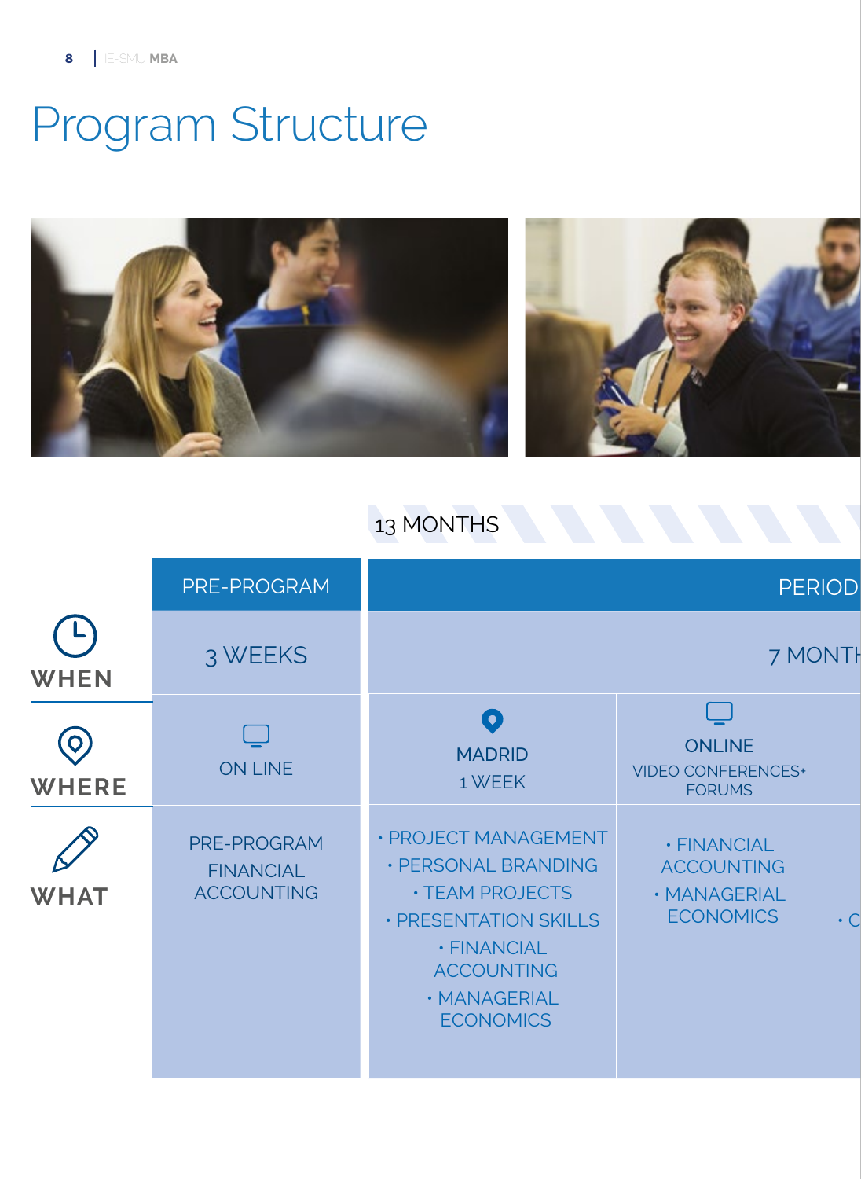# Program Structure

13 MONTHS

| | PRE-PROGRAM | PERIOD | | |
|---|---|---|---|---|
| WHEN | 3 WEEKS | 7 MONTH | | |
| WHERE | ON LINE | MADRID 1 WEEK | ONLINE VIDEO CONFERENCES+ FORUMS | |
| WHAT | PRE-PROGRAM FINANCIAL ACCOUNTING | • PROJECT MANAGEMENT • PERSONAL BRANDING • TEAM PROJECTS • PRESENTATION SKILLS • FINANCIAL ACCOUNTING • MANAGERIAL ECONOMICS | • FINANCIAL ACCOUNTING • MANAGERIAL ECONOMICS | • C |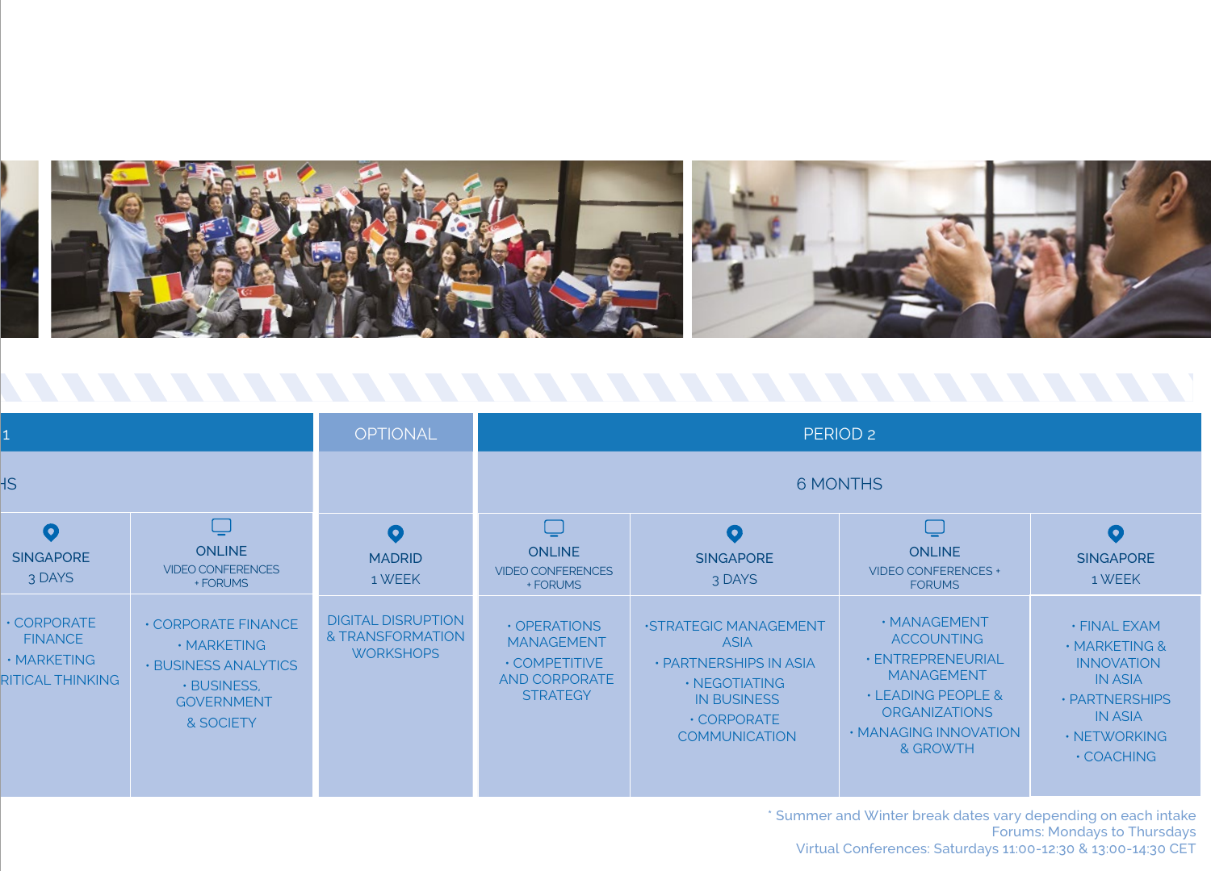| 1 | | OPTIONAL | PERIOD 2 | | | |
|---|---|---|---|---|---|---|
| HS | | | 6 MONTHS | | | |
| SINGAPORE 3 DAYS | ONLINE VIDEO CONFERENCES + FORUMS | MADRID 1 WEEK | ONLINE VIDEO CONFERENCES + FORUMS | SINGAPORE 3 DAYS | ONLINE VIDEO CONFERENCES + FORUMS | SINGAPORE 1 WEEK |
| · CORPORATE FINANCE · MARKETING RITICAL THINKING | · CORPORATE FINANCE · MARKETING · BUSINESS ANALYTICS · BUSINESS, GOVERNMENT & SOCIETY | DIGITAL DISRUPTION & TRANSFORMATION WORKSHOPS | · OPERATIONS MANAGEMENT · COMPETITIVE AND CORPORATE STRATEGY | ·STRATEGIC MANAGEMENT ASIA · PARTNERSHIPS IN ASIA · NEGOTIATING IN BUSINESS · CORPORATE COMMUNICATION | · MANAGEMENT ACCOUNTING · ENTREPRENEURIAL MANAGEMENT · LEADING PEOPLE & ORGANIZATIONS · MANAGING INNOVATION & GROWTH | · FINAL EXAM · MARKETING & INNOVATION IN ASIA · PARTNERSHIPS IN ASIA · NETWORKING · COACHING |

* Summer and Winter break dates vary depending on each intake
Forums: Mondays to Thursdays
Virtual Conferences: Saturdays 11:00-12:30 & 13:00-14:30 CET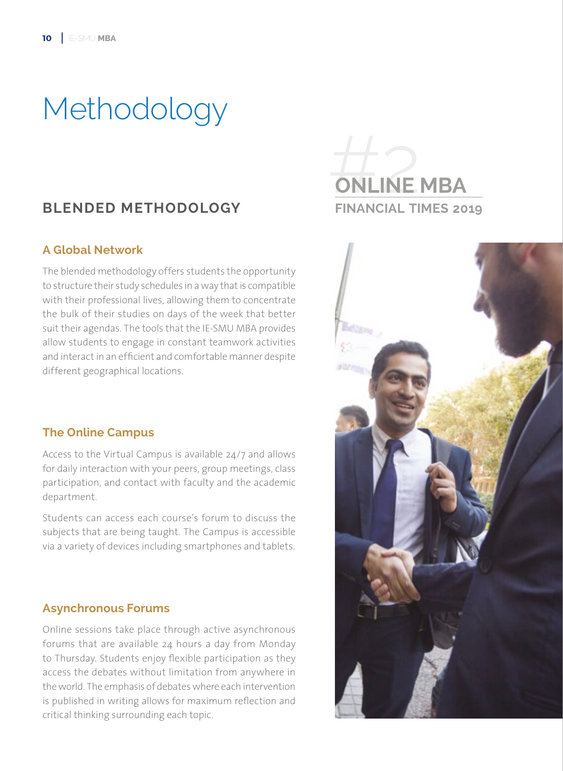# Methodology

## BLENDED METHODOLOGY

### A Global Network

The blended methodology offers students the opportunity to structure their study schedules in a way that is compatible with their professional lives, allowing them to concentrate the bulk of their studies on days of the week that better suit their agendas. The tools that the IE-SMU MBA provides allow students to engage in constant teamwork activities and interact in an efficient and comfortable manner despite different geographical locations.

### The Online Campus

Access to the Virtual Campus is available 24/7 and allows for daily interaction with your peers, group meetings, class participation, and contact with faculty and the academic department.

Students can access each course's forum to discuss the subjects that are being taught. The Campus is accessible via a variety of devices including smartphones and tablets.

### Asynchronous Forums

Online sessions take place through active asynchronous forums that are available 24 hours a day from Monday to Thursday. Students enjoy flexible participation as they access the debates without limitation from anywhere in the world. The emphasis of debates where each intervention is published in writing allows for maximum reflection and critical thinking surrounding each topic.

#2 ONLINE MBA

FINANCIAL TIMES 2019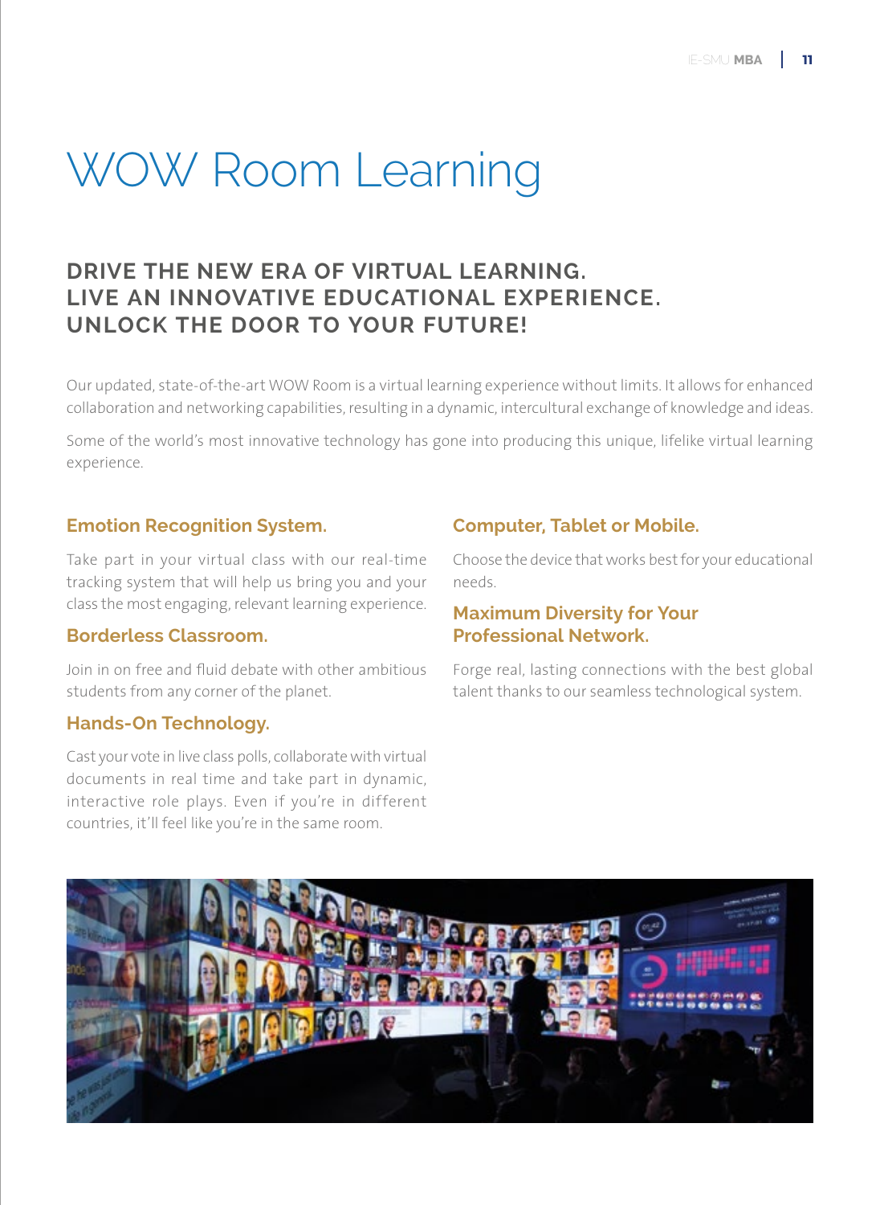# WOW Room Learning

## DRIVE THE NEW ERA OF VIRTUAL LEARNING. LIVE AN INNOVATIVE EDUCATIONAL EXPERIENCE. UNLOCK THE DOOR TO YOUR FUTURE!

Our updated, state-of-the-art WOW Room is a virtual learning experience without limits. It allows for enhanced collaboration and networking capabilities, resulting in a dynamic, intercultural exchange of knowledge and ideas.

Some of the world's most innovative technology has gone into producing this unique, lifelike virtual learning experience.

### Emotion Recognition System.

Take part in your virtual class with our real-time tracking system that will help us bring you and your class the most engaging, relevant learning experience.

### Borderless Classroom.

Join in on free and fluid debate with other ambitious students from any corner of the planet.

### Hands-On Technology.

Cast your vote in live class polls, collaborate with virtual documents in real time and take part in dynamic, interactive role plays. Even if you're in different countries, it'll feel like you're in the same room.

### Computer, Tablet or Mobile.

Choose the device that works best for your educational needs.

### Maximum Diversity for Your Professional Network.

Forge real, lasting connections with the best global talent thanks to our seamless technological system.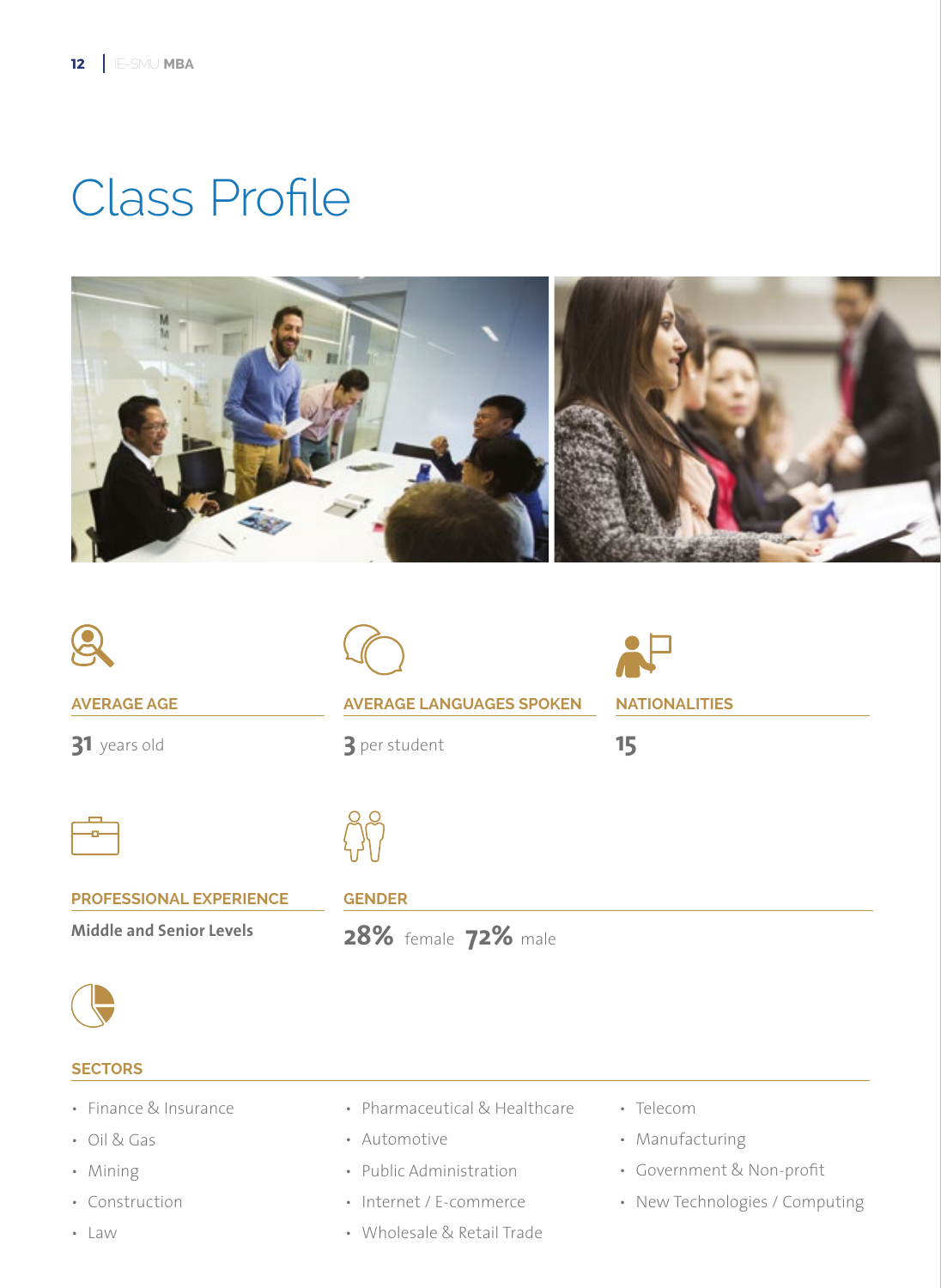# Class Profile

## AVERAGE AGE

**31** years old

## AVERAGE LANGUAGES SPOKEN

**3** per student

## NATIONALITIES

**15**

## PROFESSIONAL EXPERIENCE

**Middle and Senior Levels**

## GENDER

**28%** female **72%** male

## SECTORS

- Finance & Insurance
- Oil & Gas
- Mining
- Construction
- Law
- Pharmaceutical & Healthcare
- Automotive
- Public Administration
- Internet / E-commerce
- Wholesale & Retail Trade
- Telecom
- Manufacturing
- Government & Non-profit
- New Technologies / Computing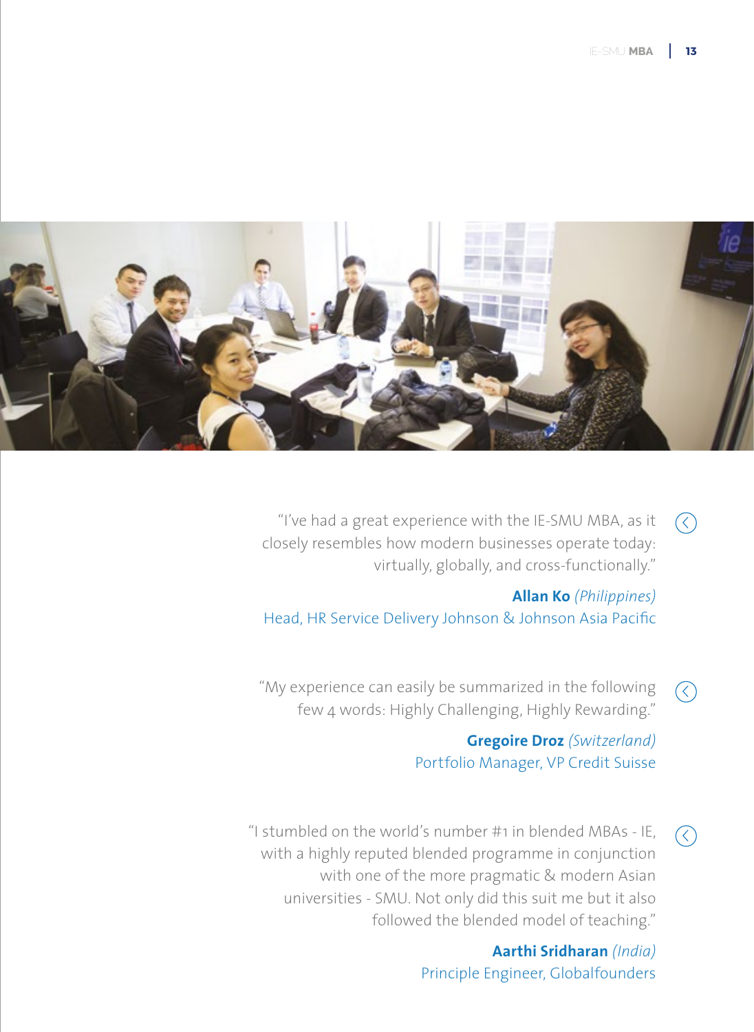"I've had a great experience with the IE-SMU MBA, as it closely resembles how modern businesses operate today: virtually, globally, and cross-functionally."

**Allan Ko** *(Philippines)*
Head, HR Service Delivery Johnson & Johnson Asia Pacific

"My experience can easily be summarized in the following few 4 words: Highly Challenging, Highly Rewarding."

**Gregoire Droz** *(Switzerland)*
Portfolio Manager, VP Credit Suisse

"I stumbled on the world's number #1 in blended MBAs - IE, with a highly reputed blended programme in conjunction with one of the more pragmatic & modern Asian universities - SMU. Not only did this suit me but it also followed the blended model of teaching."

**Aarthi Sridharan** *(India)*
Principle Engineer, Globalfounders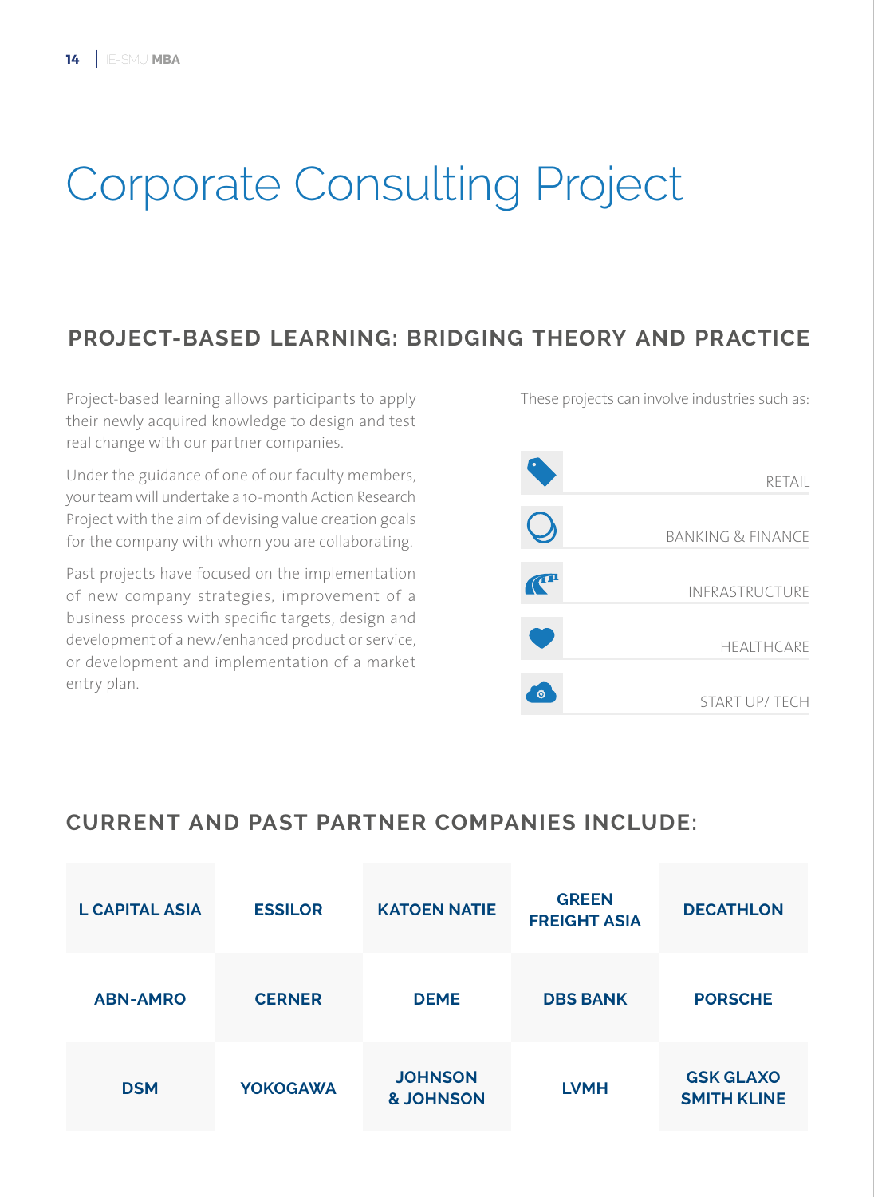# Corporate Consulting Project

## PROJECT-BASED LEARNING: BRIDGING THEORY AND PRACTICE

Project-based learning allows participants to apply their newly acquired knowledge to design and test real change with our partner companies.

Under the guidance of one of our faculty members, your team will undertake a 10-month Action Research Project with the aim of devising value creation goals for the company with whom you are collaborating.

Past projects have focused on the implementation of new company strategies, improvement of a business process with specific targets, design and development of a new/enhanced product or service, or development and implementation of a market entry plan.

These projects can involve industries such as:

- RETAIL
- BANKING & FINANCE
- INFRASTRUCTURE
- HEALTHCARE
- START UP/ TECH

## CURRENT AND PAST PARTNER COMPANIES INCLUDE:

| | | | | |
|---|---|---|---|---|
| L CAPITAL ASIA | ESSILOR | KATOEN NATIE | GREEN FREIGHT ASIA | DECATHLON |
| ABN-AMRO | CERNER | DEME | DBS BANK | PORSCHE |
| DSM | YOKOGAWA | JOHNSON & JOHNSON | LVMH | GSK GLAXO SMITH KLINE |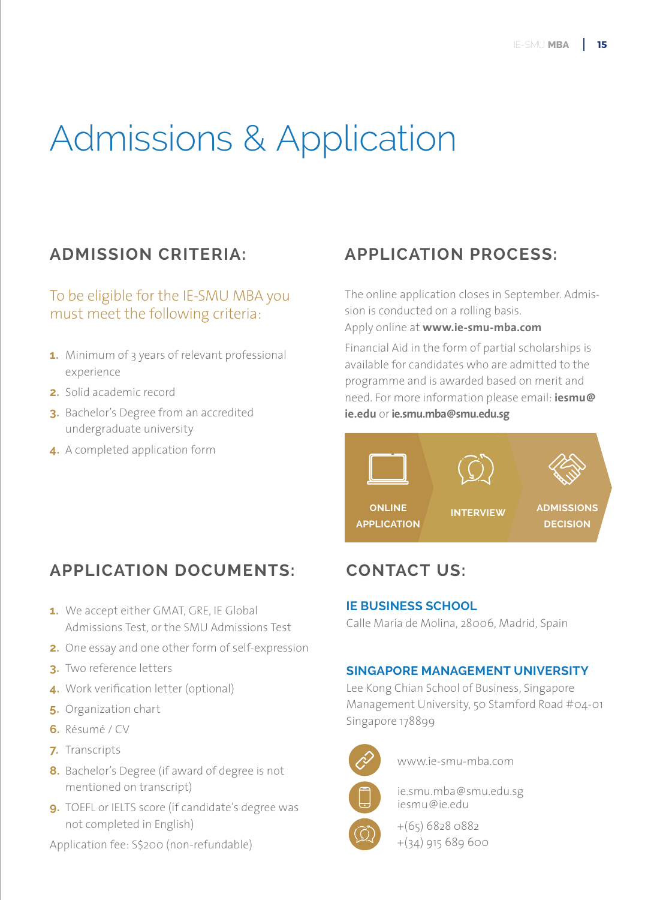# Admissions & Application

## ADMISSION CRITERIA:

To be eligible for the IE-SMU MBA you must meet the following criteria:

1. Minimum of 3 years of relevant professional experience
2. Solid academic record
3. Bachelor's Degree from an accredited undergraduate university
4. A completed application form

## APPLICATION PROCESS:

The online application closes in September. Admission is conducted on a rolling basis.
Apply online at **www.ie-smu-mba.com**

Financial Aid in the form of partial scholarships is available for candidates who are admitted to the programme and is awarded based on merit and need. For more information please email: **iesmu@ie.edu** or **ie.smu.mba@smu.edu.sg**

ONLINE APPLICATION → INTERVIEW → ADMISSIONS DECISION

## APPLICATION DOCUMENTS:

1. We accept either GMAT, GRE, IE Global Admissions Test, or the SMU Admissions Test
2. One essay and one other form of self-expression
3. Two reference letters
4. Work verification letter (optional)
5. Organization chart
6. Résumé / CV
7. Transcripts
8. Bachelor's Degree (if award of degree is not mentioned on transcript)
9. TOEFL or IELTS score (if candidate's degree was not completed in English)

Application fee: S$200 (non-refundable)

## CONTACT US:

**IE BUSINESS SCHOOL**
Calle María de Molina, 28006, Madrid, Spain

**SINGAPORE MANAGEMENT UNIVERSITY**
Lee Kong Chian School of Business, Singapore Management University, 50 Stamford Road #04-01 Singapore 178899

www.ie-smu-mba.com

ie.smu.mba@smu.edu.sg
iesmu@ie.edu

+(65) 6828 0882
+(34) 915 689 600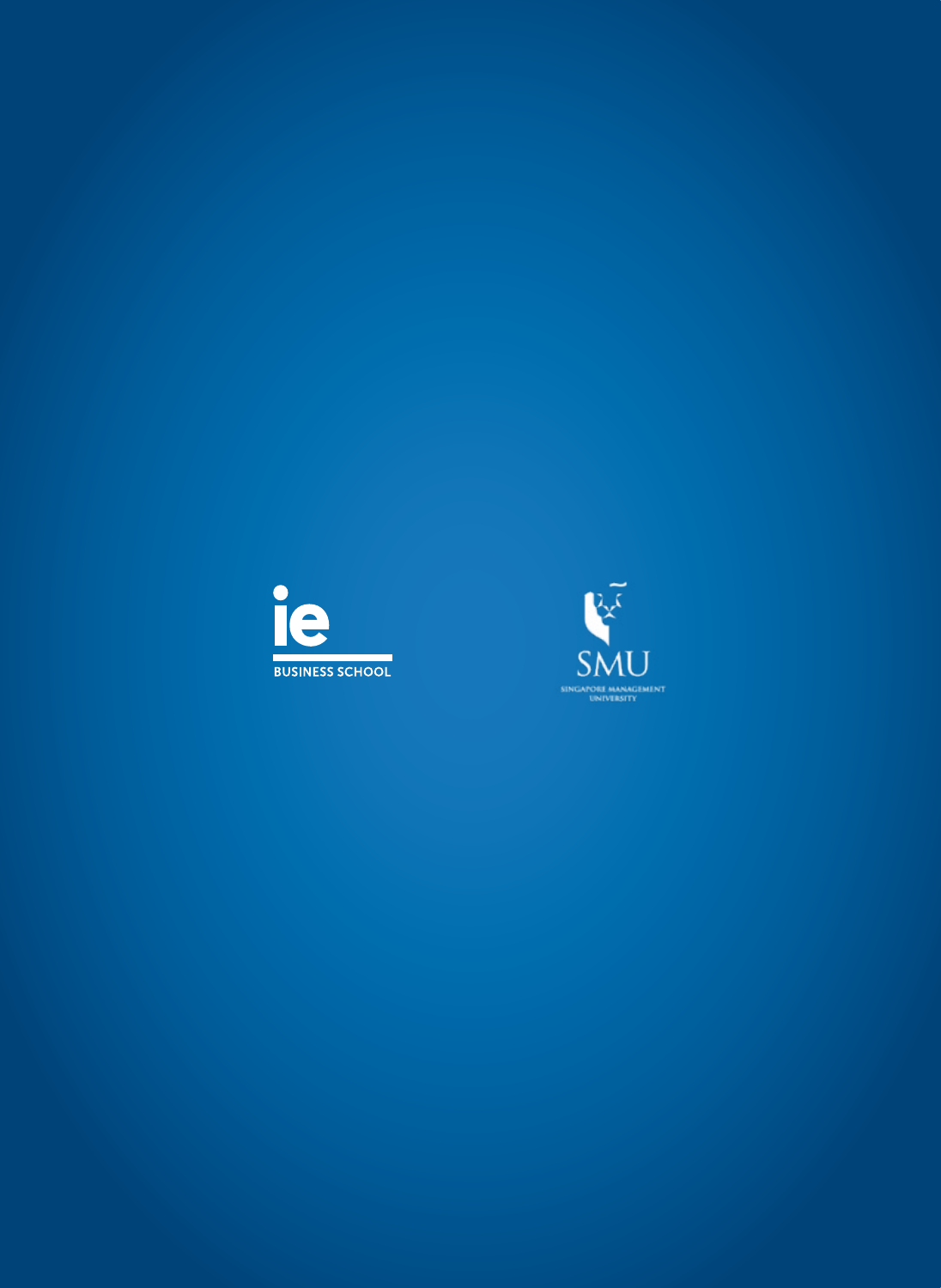BUSINESS SCHOOL

SMU

SINGAPORE MANAGEMENT UNIVERSITY